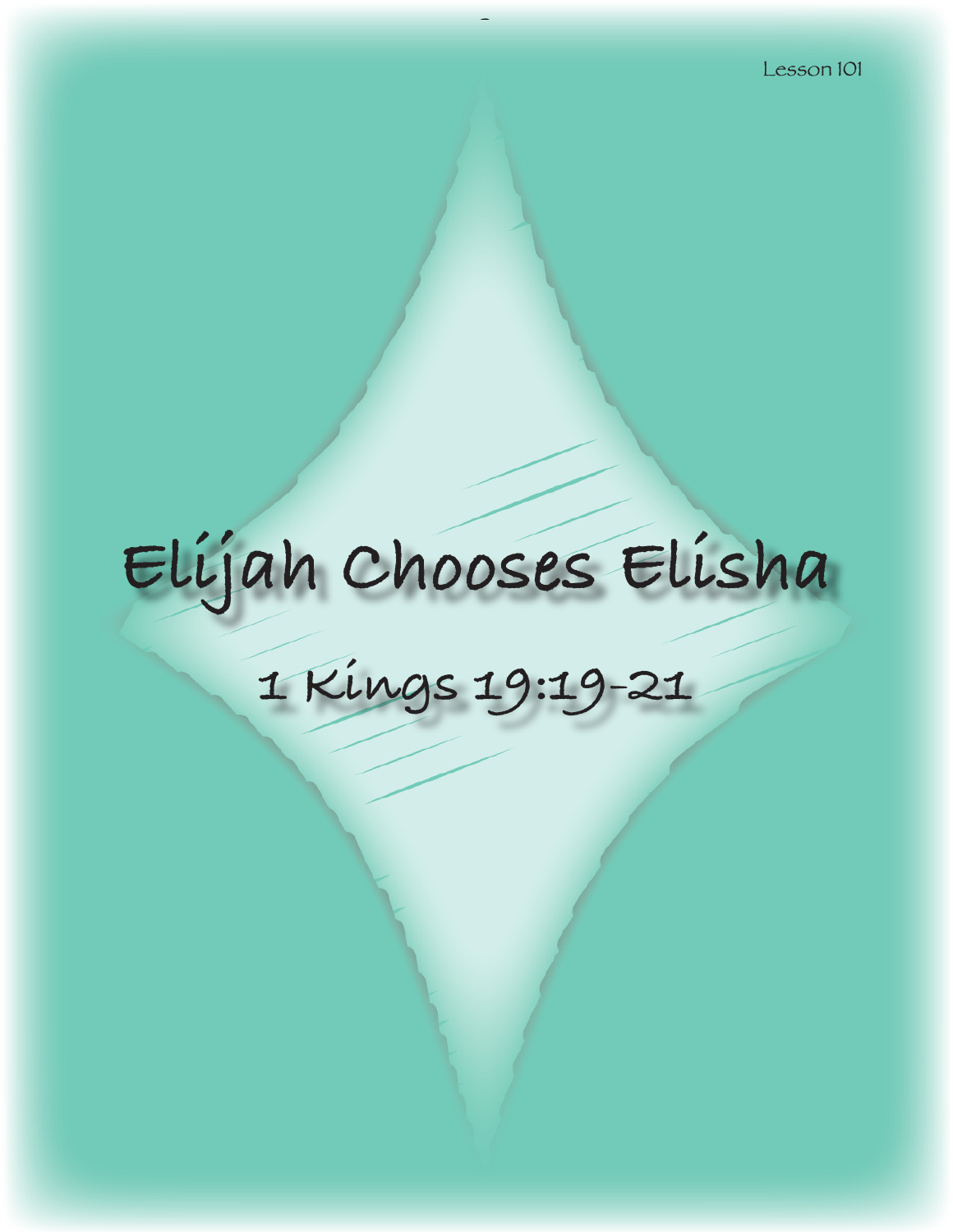Lesson 101

# Elijah Chooses Elisha

## 1 Kings 19:19-21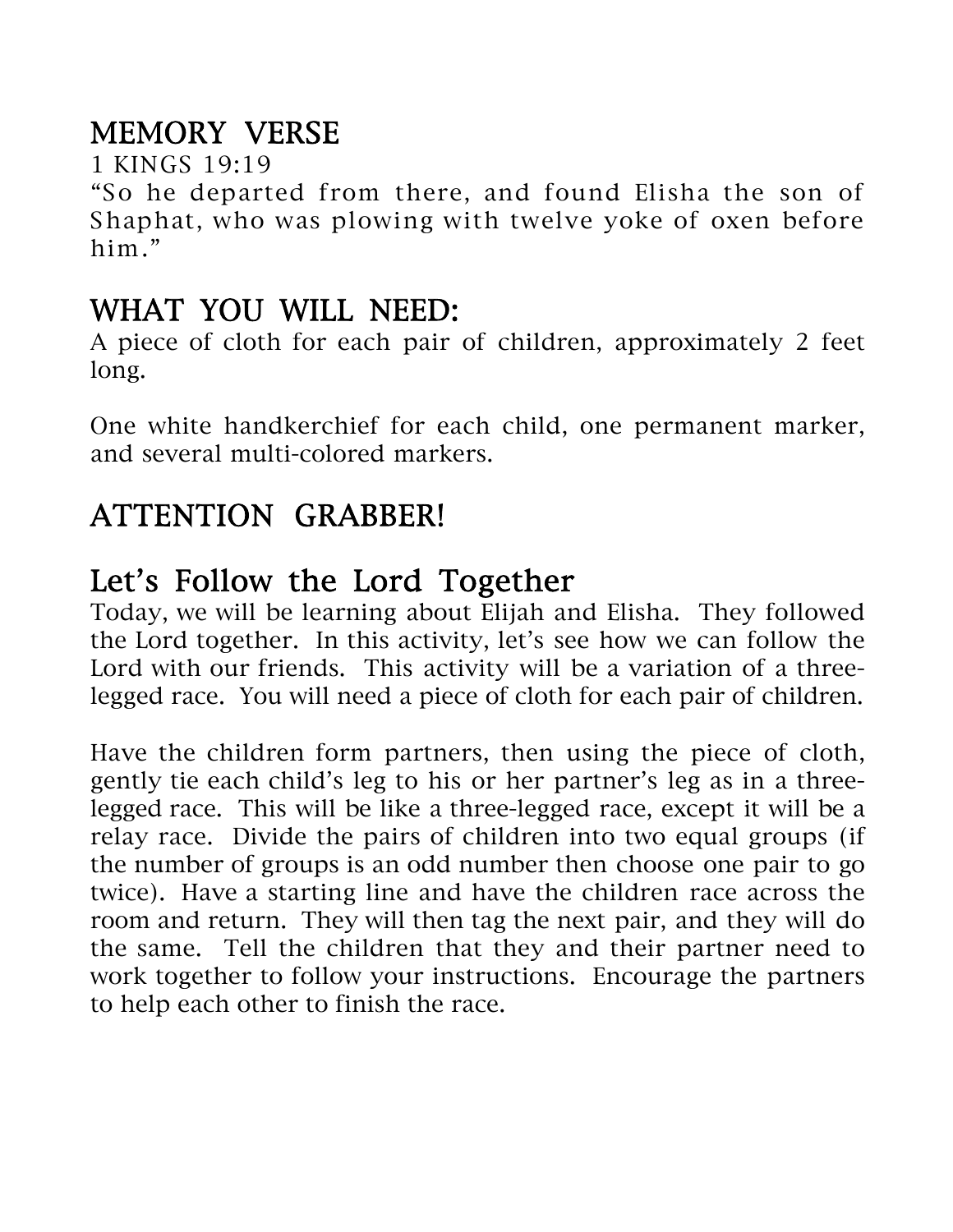## MEMORY VERSE

1 KINGS 19:19

"So he departed from there, and found Elisha the son of Shaphat, who was plowing with twelve yoke of oxen before him."

## WHAT YOU WILL NEED:

A piece of cloth for each pair of children, approximately 2 feet long.

One white handkerchief for each child, one permanent marker, and several multi-colored markers.

## ATTENTION GRABBER!

## Let's Follow the Lord Together

Today, we will be learning about Elijah and Elisha. They followed the Lord together. In this activity, let's see how we can follow the Lord with our friends. This activity will be a variation of a three-legged race. You will need a piece of cloth for each pair of children.

Have the children form partners, then using the piece of cloth, gently tie each child's leg to his or her partner's leg as in a three-legged race. This will be like a three-legged race, except it will be a relay race. Divide the pairs of children into two equal groups (if the number of groups is an odd number then choose one pair to go twice). Have a starting line and have the children race across the room and return. They will then tag the next pair, and they will do the same. Tell the children that they and their partner need to work together to follow your instructions. Encourage the partners to help each other to finish the race.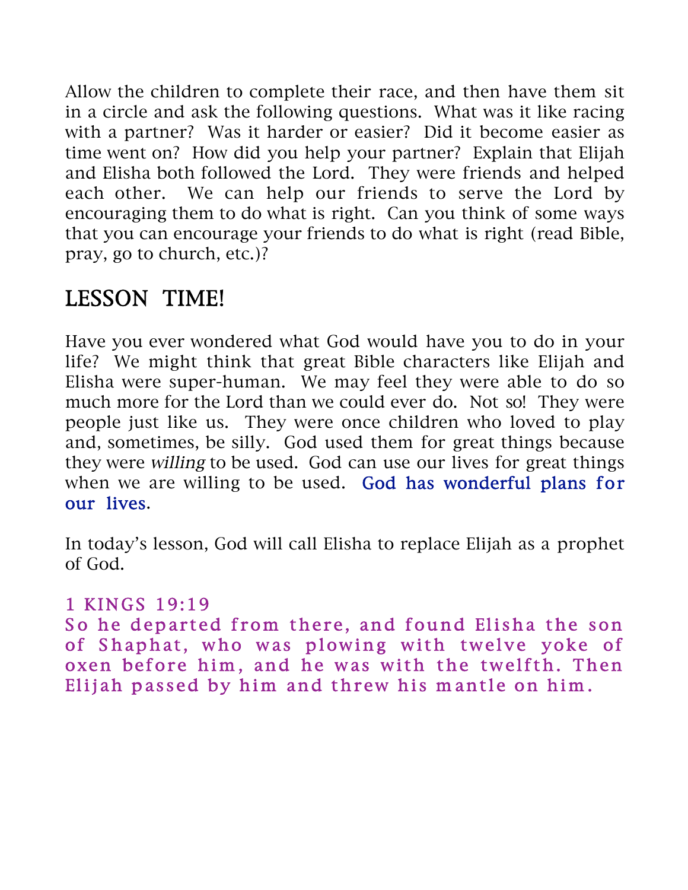Allow the children to complete their race, and then have them sit in a circle and ask the following questions. What was it like racing with a partner? Was it harder or easier? Did it become easier as time went on? How did you help your partner? Explain that Elijah and Elisha both followed the Lord. They were friends and helped each other. We can help our friends to serve the Lord by encouraging them to do what is right. Can you think of some ways that you can encourage your friends to do what is right (read Bible, pray, go to church, etc.)?

## LESSON TIME!

Have you ever wondered what God would have you to do in your life? We might think that great Bible characters like Elijah and Elisha were super-human. We may feel they were able to do so much more for the Lord than we could ever do. Not so! They were people just like us. They were once children who loved to play and, sometimes, be silly. God used them for great things because they were *willing* to be used. God can use our lives for great things when we are willing to be used. God has wonderful plans for our lives.

In today's lesson, God will call Elisha to replace Elijah as a prophet of God.

1 KINGS 19:19
So he departed from there, and found Elisha the son of Shaphat, who was plowing with twelve yoke of oxen before him, and he was with the twelfth. Then Elijah passed by him and threw his mantle on him.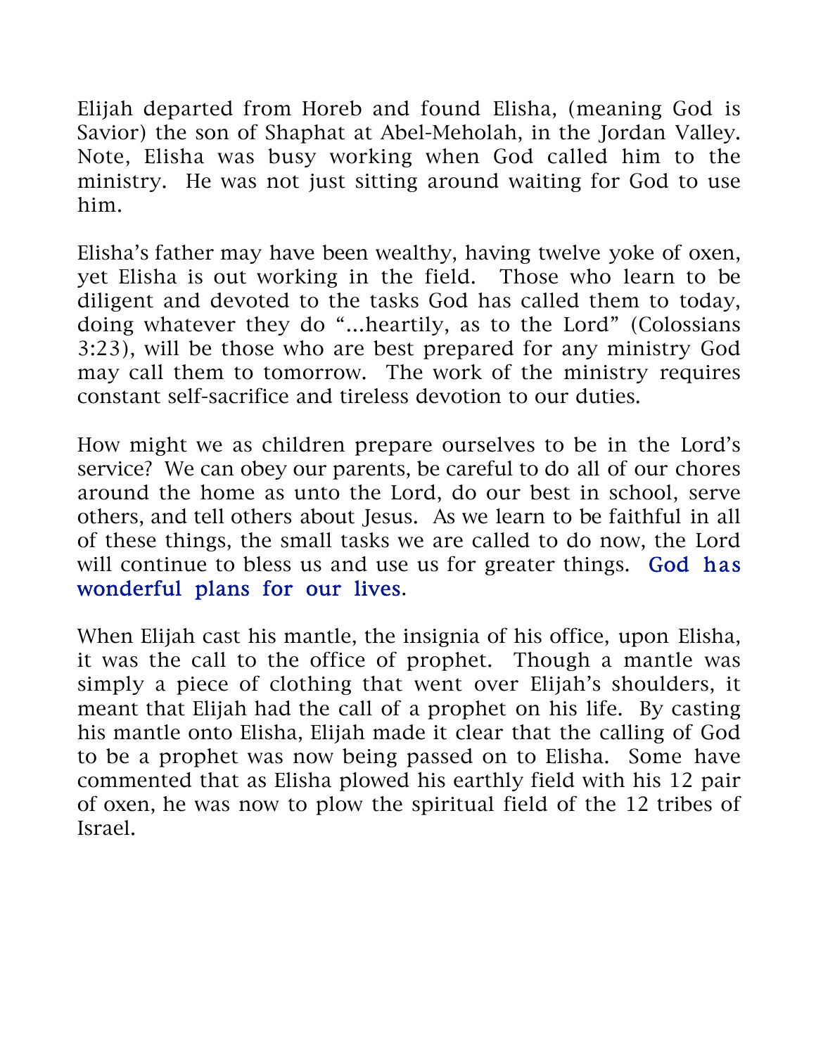Elijah departed from Horeb and found Elisha, (meaning God is Savior) the son of Shaphat at Abel-Meholah, in the Jordan Valley. Note, Elisha was busy working when God called him to the ministry. He was not just sitting around waiting for God to use him.

Elisha's father may have been wealthy, having twelve yoke of oxen, yet Elisha is out working in the field. Those who learn to be diligent and devoted to the tasks God has called them to today, doing whatever they do "...heartily, as to the Lord" (Colossians 3:23), will be those who are best prepared for any ministry God may call them to tomorrow. The work of the ministry requires constant self-sacrifice and tireless devotion to our duties.

How might we as children prepare ourselves to be in the Lord's service? We can obey our parents, be careful to do all of our chores around the home as unto the Lord, do our best in school, serve others, and tell others about Jesus. As we learn to be faithful in all of these things, the small tasks we are called to do now, the Lord will continue to bless us and use us for greater things. **God has wonderful plans for our lives.**

When Elijah cast his mantle, the insignia of his office, upon Elisha, it was the call to the office of prophet. Though a mantle was simply a piece of clothing that went over Elijah's shoulders, it meant that Elijah had the call of a prophet on his life. By casting his mantle onto Elisha, Elijah made it clear that the calling of God to be a prophet was now being passed on to Elisha. Some have commented that as Elisha plowed his earthly field with his 12 pair of oxen, he was now to plow the spiritual field of the 12 tribes of Israel.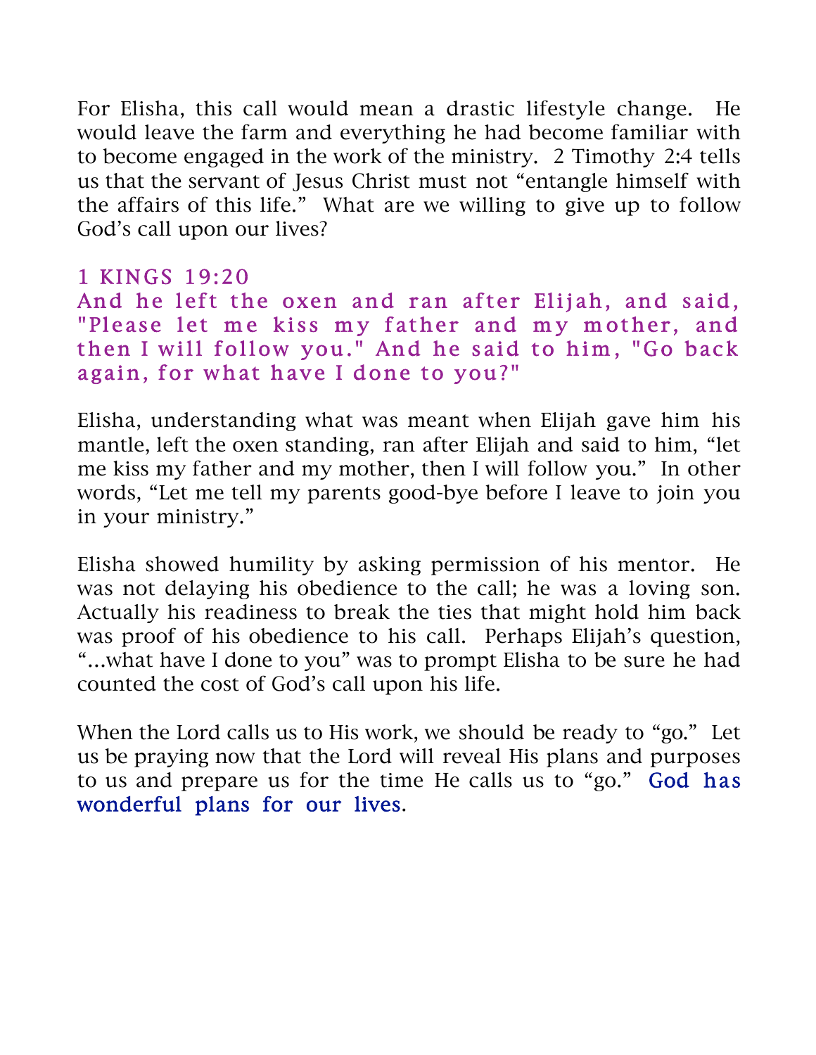For Elisha, this call would mean a drastic lifestyle change. He would leave the farm and everything he had become familiar with to become engaged in the work of the ministry. 2 Timothy 2:4 tells us that the servant of Jesus Christ must not "entangle himself with the affairs of this life." What are we willing to give up to follow God's call upon our lives?

### 1 KINGS 19:20

**And he left the oxen and ran after Elijah, and said, "Please let me kiss my father and my mother, and then I will follow you." And he said to him, "Go back again, for what have I done to you?"**

Elisha, understanding what was meant when Elijah gave him his mantle, left the oxen standing, ran after Elijah and said to him, "let me kiss my father and my mother, then I will follow you." In other words, "Let me tell my parents good-bye before I leave to join you in your ministry."

Elisha showed humility by asking permission of his mentor. He was not delaying his obedience to the call; he was a loving son. Actually his readiness to break the ties that might hold him back was proof of his obedience to his call. Perhaps Elijah's question, "...what have I done to you" was to prompt Elisha to be sure he had counted the cost of God's call upon his life.

When the Lord calls us to His work, we should be ready to "go." Let us be praying now that the Lord will reveal His plans and purposes to us and prepare us for the time He calls us to "go." God has wonderful plans for our lives.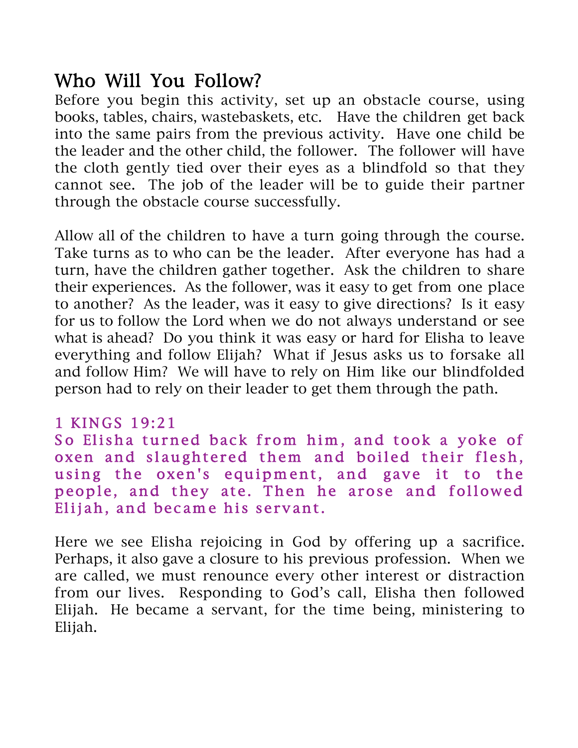## Who Will You Follow?

Before you begin this activity, set up an obstacle course, using books, tables, chairs, wastebaskets, etc. Have the children get back into the same pairs from the previous activity. Have one child be the leader and the other child, the follower. The follower will have the cloth gently tied over their eyes as a blindfold so that they cannot see. The job of the leader will be to guide their partner through the obstacle course successfully.

Allow all of the children to have a turn going through the course. Take turns as to who can be the leader. After everyone has had a turn, have the children gather together. Ask the children to share their experiences. As the follower, was it easy to get from one place to another? As the leader, was it easy to give directions? Is it easy for us to follow the Lord when we do not always understand or see what is ahead? Do you think it was easy or hard for Elisha to leave everything and follow Elijah? What if Jesus asks us to forsake all and follow Him? We will have to rely on Him like our blindfolded person had to rely on their leader to get them through the path.

1 KINGS 19:21
So Elisha turned back from him, and took a yoke of oxen and slaughtered them and boiled their flesh, using the oxen's equipment, and gave it to the people, and they ate. Then he arose and followed Elijah, and became his servant.

Here we see Elisha rejoicing in God by offering up a sacrifice. Perhaps, it also gave a closure to his previous profession. When we are called, we must renounce every other interest or distraction from our lives. Responding to God's call, Elisha then followed Elijah. He became a servant, for the time being, ministering to Elijah.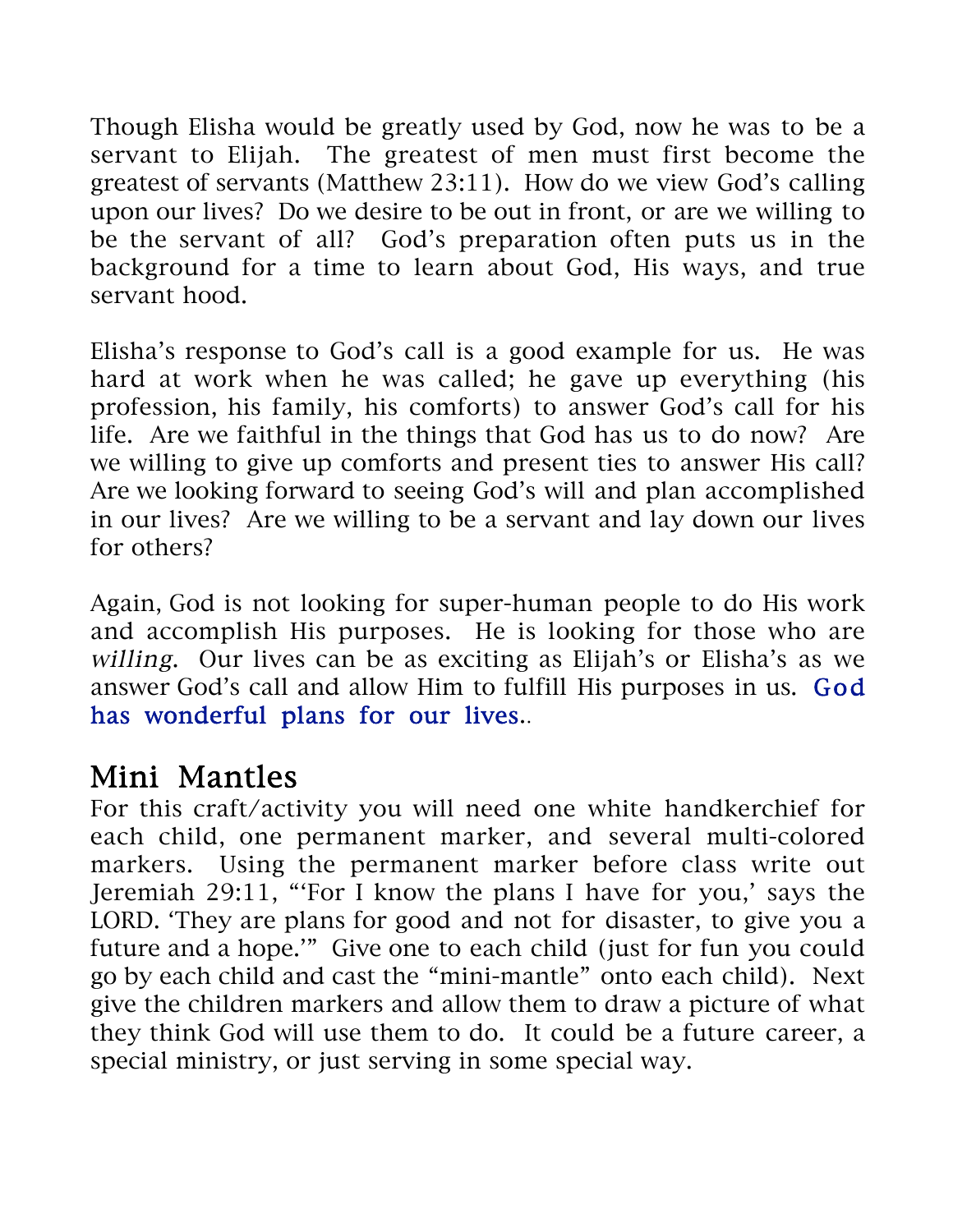Though Elisha would be greatly used by God, now he was to be a servant to Elijah. The greatest of men must first become the greatest of servants (Matthew 23:11). How do we view God's calling upon our lives? Do we desire to be out in front, or are we willing to be the servant of all? God's preparation often puts us in the background for a time to learn about God, His ways, and true servant hood.

Elisha's response to God's call is a good example for us. He was hard at work when he was called; he gave up everything (his profession, his family, his comforts) to answer God's call for his life. Are we faithful in the things that God has us to do now? Are we willing to give up comforts and present ties to answer His call? Are we looking forward to seeing God's will and plan accomplished in our lives? Are we willing to be a servant and lay down our lives for others?

Again, God is not looking for super-human people to do His work and accomplish His purposes. He is looking for those who are *willing*. Our lives can be as exciting as Elijah's or Elisha's as we answer God's call and allow Him to fulfill His purposes in us. God has wonderful plans for our lives..

## Mini Mantles

For this craft/activity you will need one white handkerchief for each child, one permanent marker, and several multi-colored markers. Using the permanent marker before class write out Jeremiah 29:11, "'For I know the plans I have for you,' says the LORD. 'They are plans for good and not for disaster, to give you a future and a hope.'" Give one to each child (just for fun you could go by each child and cast the "mini-mantle" onto each child). Next give the children markers and allow them to draw a picture of what they think God will use them to do. It could be a future career, a special ministry, or just serving in some special way.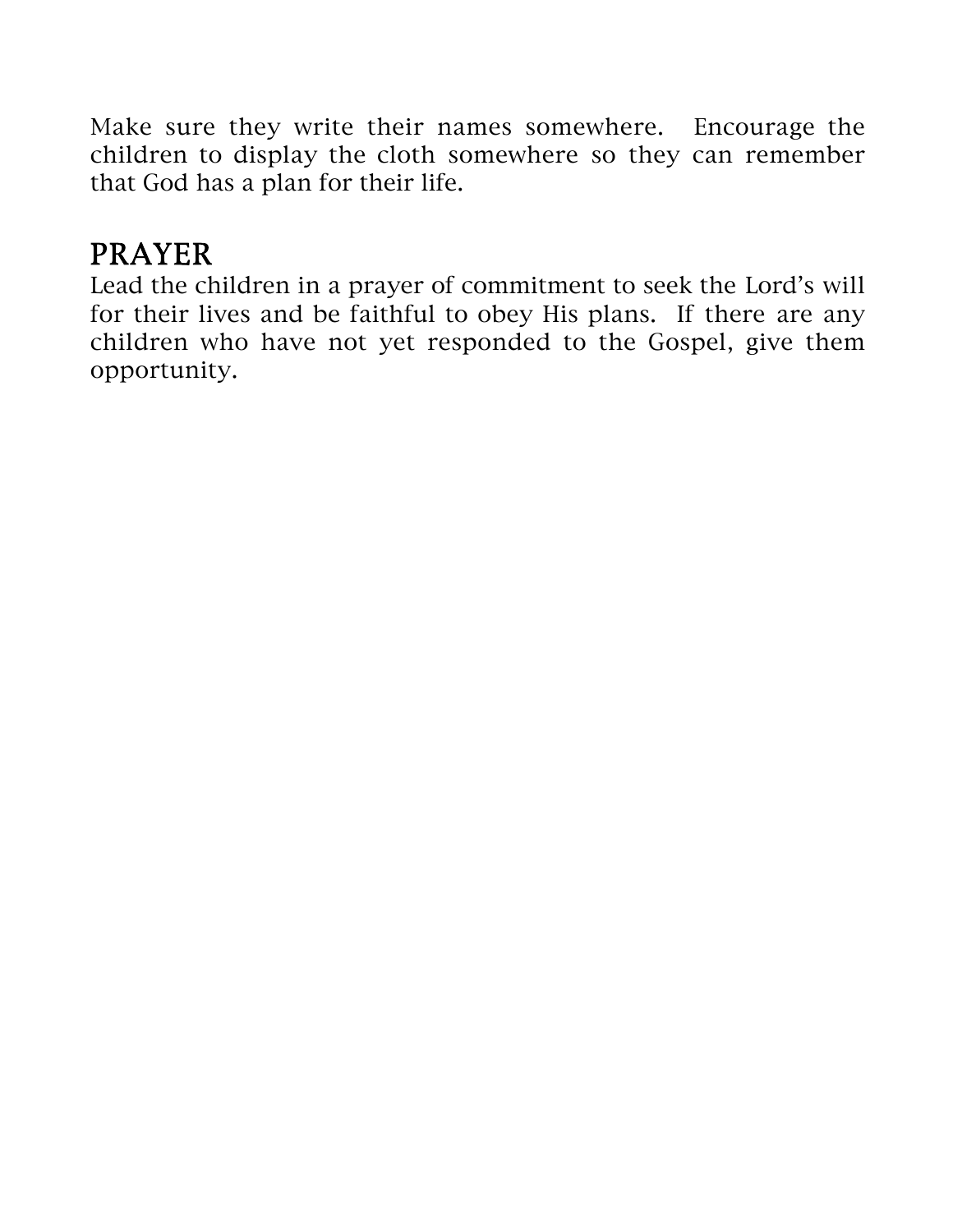Make sure they write their names somewhere. Encourage the children to display the cloth somewhere so they can remember that God has a plan for their life.

## PRAYER

Lead the children in a prayer of commitment to seek the Lord's will for their lives and be faithful to obey His plans. If there are any children who have not yet responded to the Gospel, give them opportunity.